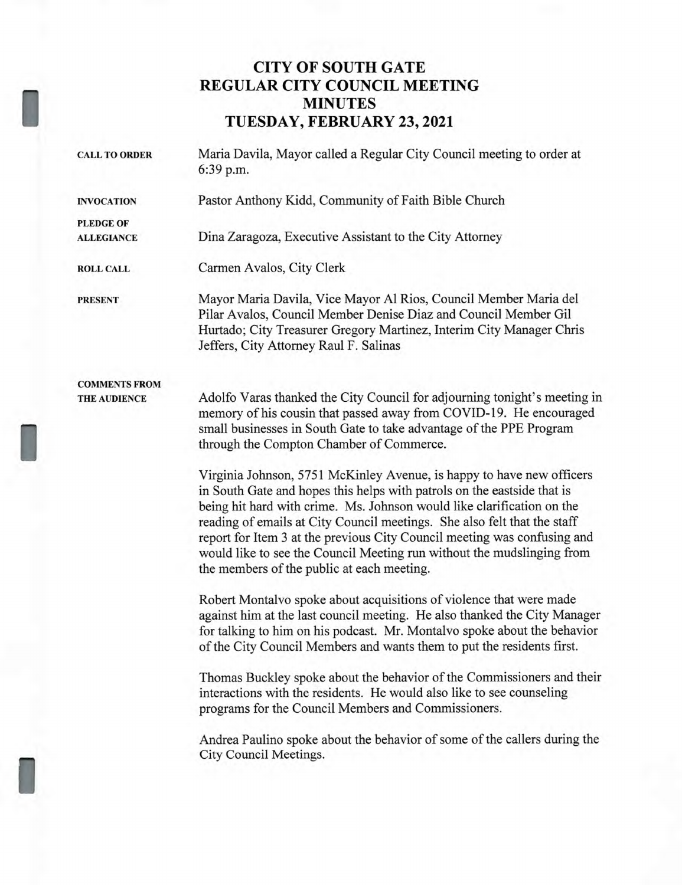# CITY OF SOUTH GATE
# REGULAR CITY COUNCIL MEETING
# MINUTES
# TUESDAY, FEBRUARY 23, 2021

**CALL TO ORDER**

Maria Davila, Mayor called a Regular City Council meeting to order at 6:39 p.m.

**INVOCATION**

Pastor Anthony Kidd, Community of Faith Bible Church

**PLEDGE OF ALLEGIANCE**

Dina Zaragoza, Executive Assistant to the City Attorney

**ROLL CALL**

Carmen Avalos, City Clerk

**PRESENT**

Mayor Maria Davila, Vice Mayor Al Rios, Council Member Maria del Pilar Avalos, Council Member Denise Diaz and Council Member Gil Hurtado; City Treasurer Gregory Martinez, Interim City Manager Chris Jeffers, City Attorney Raul F. Salinas

**COMMENTS FROM THE AUDIENCE**

Adolfo Varas thanked the City Council for adjourning tonight's meeting in memory of his cousin that passed away from COVID-19. He encouraged small businesses in South Gate to take advantage of the PPE Program through the Compton Chamber of Commerce.

Virginia Johnson, 5751 McKinley Avenue, is happy to have new officers in South Gate and hopes this helps with patrols on the eastside that is being hit hard with crime. Ms. Johnson would like clarification on the reading of emails at City Council meetings. She also felt that the staff report for Item 3 at the previous City Council meeting was confusing and would like to see the Council Meeting run without the mudslinging from the members of the public at each meeting.

Robert Montalvo spoke about acquisitions of violence that were made against him at the last council meeting. He also thanked the City Manager for talking to him on his podcast. Mr. Montalvo spoke about the behavior of the City Council Members and wants them to put the residents first.

Thomas Buckley spoke about the behavior of the Commissioners and their interactions with the residents. He would also like to see counseling programs for the Council Members and Commissioners.

Andrea Paulino spoke about the behavior of some of the callers during the City Council Meetings.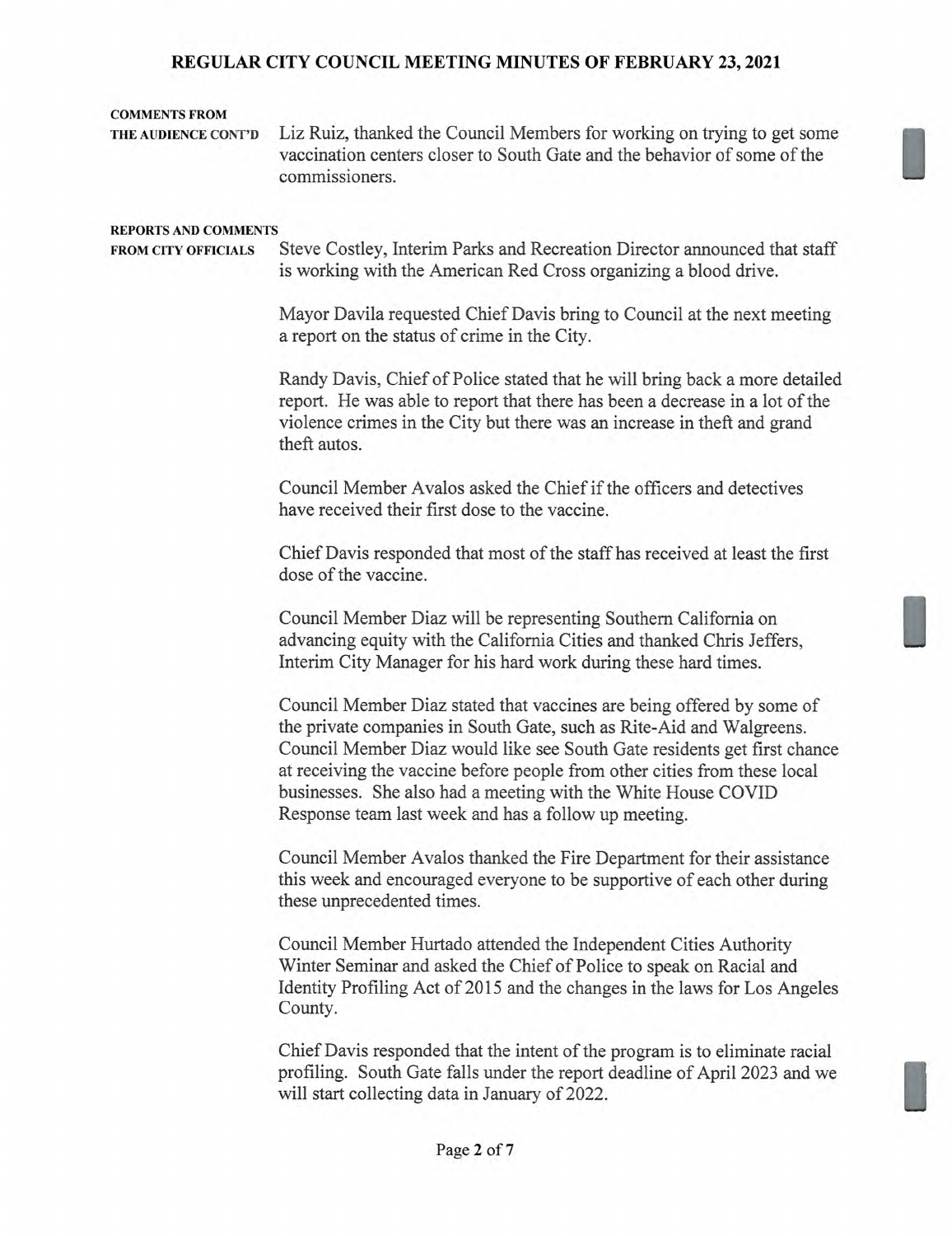**COMMENTS FROM THE AUDIENCE CONT'D**

Liz Ruiz, thanked the Council Members for working on trying to get some vaccination centers closer to South Gate and the behavior of some of the commissioners.

**REPORTS AND COMMENTS FROM CITY OFFICIALS**

Steve Costley, Interim Parks and Recreation Director announced that staff is working with the American Red Cross organizing a blood drive.

Mayor Davila requested Chief Davis bring to Council at the next meeting a report on the status of crime in the City.

Randy Davis, Chief of Police stated that he will bring back a more detailed report. He was able to report that there has been a decrease in a lot of the violence crimes in the City but there was an increase in theft and grand theft autos.

Council Member Avalos asked the Chief if the officers and detectives have received their first dose to the vaccine.

Chief Davis responded that most of the staff has received at least the first dose of the vaccine.

Council Member Diaz will be representing Southern California on advancing equity with the California Cities and thanked Chris Jeffers, Interim City Manager for his hard work during these hard times.

Council Member Diaz stated that vaccines are being offered by some of the private companies in South Gate, such as Rite-Aid and Walgreens. Council Member Diaz would like see South Gate residents get first chance at receiving the vaccine before people from other cities from these local businesses. She also had a meeting with the White House COVID Response team last week and has a follow up meeting.

Council Member Avalos thanked the Fire Department for their assistance this week and encouraged everyone to be supportive of each other during these unprecedented times.

Council Member Hurtado attended the Independent Cities Authority Winter Seminar and asked the Chief of Police to speak on Racial and Identity Profiling Act of 2015 and the changes in the laws for Los Angeles County.

Chief Davis responded that the intent of the program is to eliminate racial profiling. South Gate falls under the report deadline of April 2023 and we will start collecting data in January of 2022.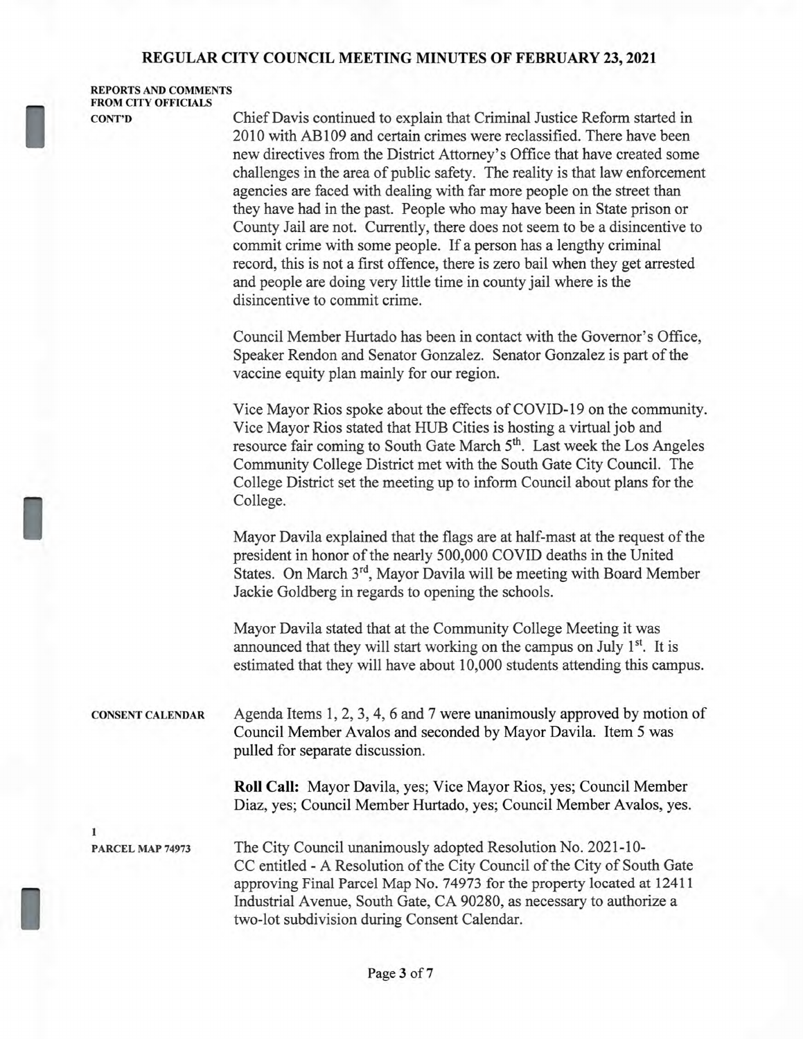**REPORTS AND COMMENTS FROM CITY OFFICIALS CONT'D**

Chief Davis continued to explain that Criminal Justice Reform started in 2010 with AB109 and certain crimes were reclassified. There have been new directives from the District Attorney's Office that have created some challenges in the area of public safety. The reality is that law enforcement agencies are faced with dealing with far more people on the street than they have had in the past. People who may have been in State prison or County Jail are not. Currently, there does not seem to be a disincentive to commit crime with some people. If a person has a lengthy criminal record, this is not a first offence, there is zero bail when they get arrested and people are doing very little time in county jail where is the disincentive to commit crime.

Council Member Hurtado has been in contact with the Governor's Office, Speaker Rendon and Senator Gonzalez. Senator Gonzalez is part of the vaccine equity plan mainly for our region.

Vice Mayor Rios spoke about the effects of COVID-19 on the community. Vice Mayor Rios stated that HUB Cities is hosting a virtual job and resource fair coming to South Gate March 5th. Last week the Los Angeles Community College District met with the South Gate City Council. The College District set the meeting up to inform Council about plans for the College.

Mayor Davila explained that the flags are at half-mast at the request of the president in honor of the nearly 500,000 COVID deaths in the United States. On March 3rd, Mayor Davila will be meeting with Board Member Jackie Goldberg in regards to opening the schools.

Mayor Davila stated that at the Community College Meeting it was announced that they will start working on the campus on July 1st. It is estimated that they will have about 10,000 students attending this campus.

**CONSENT CALENDAR**

Agenda Items 1, 2, 3, 4, 6 and 7 were unanimously approved by motion of Council Member Avalos and seconded by Mayor Davila. Item 5 was pulled for separate discussion.

**Roll Call:** Mayor Davila, yes; Vice Mayor Rios, yes; Council Member Diaz, yes; Council Member Hurtado, yes; Council Member Avalos, yes.

**1**
**PARCEL MAP 74973**

The City Council unanimously adopted Resolution No. 2021-10-CC entitled - A Resolution of the City Council of the City of South Gate approving Final Parcel Map No. 74973 for the property located at 12411 Industrial Avenue, South Gate, CA 90280, as necessary to authorize a two-lot subdivision during Consent Calendar.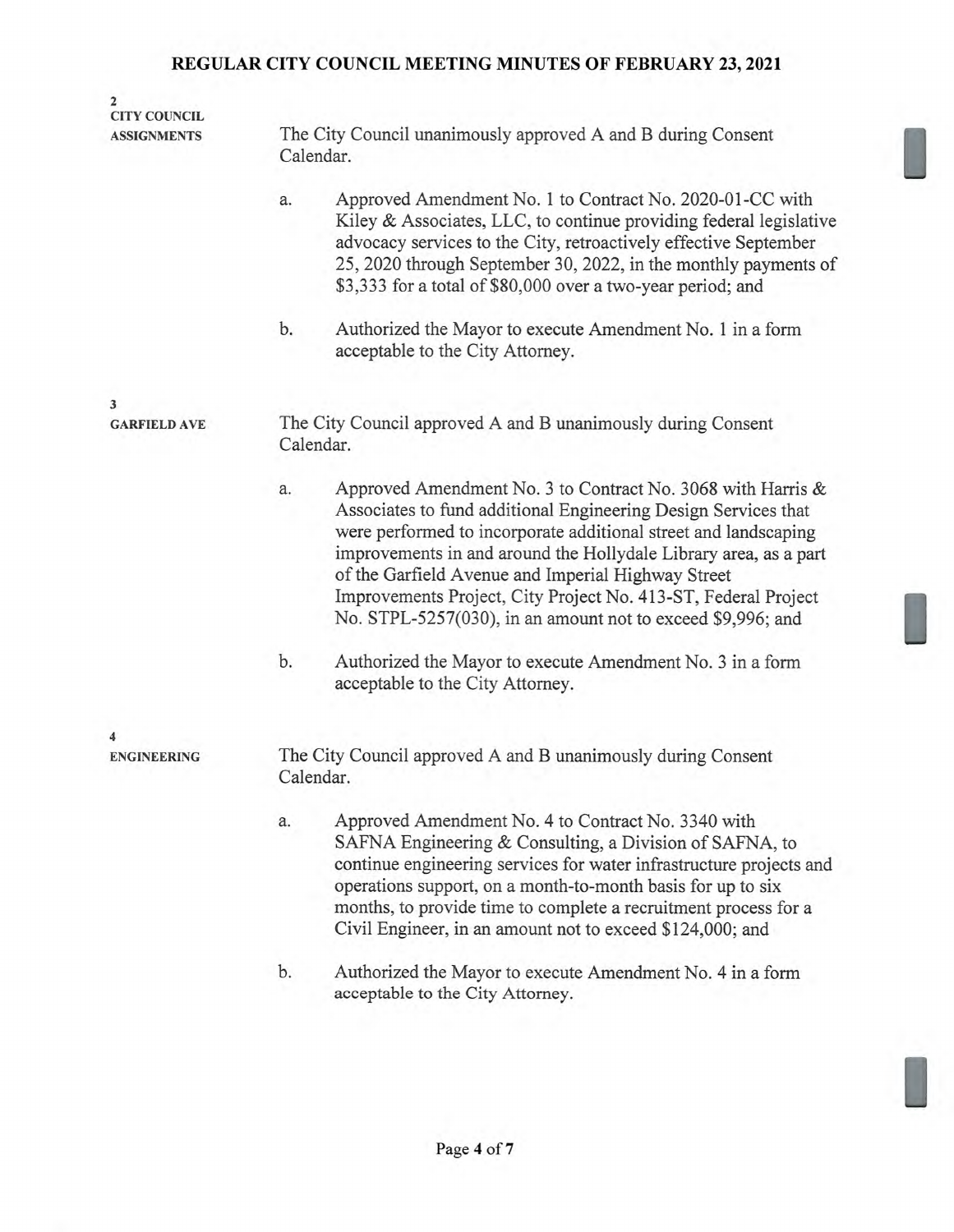**2**
**CITY COUNCIL ASSIGNMENTS**

The City Council unanimously approved A and B during Consent Calendar.

a. Approved Amendment No. 1 to Contract No. 2020-01-CC with Kiley & Associates, LLC, to continue providing federal legislative advocacy services to the City, retroactively effective September 25, 2020 through September 30, 2022, in the monthly payments of $3,333 for a total of $80,000 over a two-year period; and

b. Authorized the Mayor to execute Amendment No. 1 in a form acceptable to the City Attorney.

**3**
**GARFIELD AVE**

The City Council approved A and B unanimously during Consent Calendar.

a. Approved Amendment No. 3 to Contract No. 3068 with Harris & Associates to fund additional Engineering Design Services that were performed to incorporate additional street and landscaping improvements in and around the Hollydale Library area, as a part of the Garfield Avenue and Imperial Highway Street Improvements Project, City Project No. 413-ST, Federal Project No. STPL-5257(030), in an amount not to exceed $9,996; and

b. Authorized the Mayor to execute Amendment No. 3 in a form acceptable to the City Attorney.

**4**
**ENGINEERING**

The City Council approved A and B unanimously during Consent Calendar.

a. Approved Amendment No. 4 to Contract No. 3340 with SAFNA Engineering & Consulting, a Division of SAFNA, to continue engineering services for water infrastructure projects and operations support, on a month-to-month basis for up to six months, to provide time to complete a recruitment process for a Civil Engineer, in an amount not to exceed $124,000; and

b. Authorized the Mayor to execute Amendment No. 4 in a form acceptable to the City Attorney.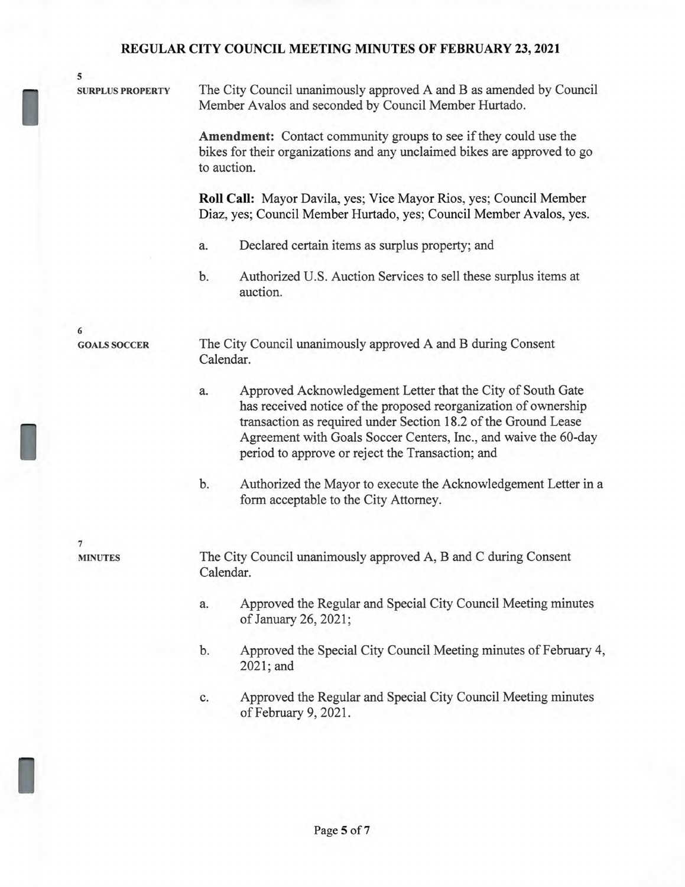**5**
**SURPLUS PROPERTY**

The City Council unanimously approved A and B as amended by Council Member Avalos and seconded by Council Member Hurtado.

**Amendment:** Contact community groups to see if they could use the bikes for their organizations and any unclaimed bikes are approved to go to auction.

**Roll Call:** Mayor Davila, yes; Vice Mayor Rios, yes; Council Member Diaz, yes; Council Member Hurtado, yes; Council Member Avalos, yes.

a. Declared certain items as surplus property; and

b. Authorized U.S. Auction Services to sell these surplus items at auction.

**6**
**GOALS SOCCER**

The City Council unanimously approved A and B during Consent Calendar.

a. Approved Acknowledgement Letter that the City of South Gate has received notice of the proposed reorganization of ownership transaction as required under Section 18.2 of the Ground Lease Agreement with Goals Soccer Centers, Inc., and waive the 60-day period to approve or reject the Transaction; and

b. Authorized the Mayor to execute the Acknowledgement Letter in a form acceptable to the City Attorney.

**7**
**MINUTES**

The City Council unanimously approved A, B and C during Consent Calendar.

a. Approved the Regular and Special City Council Meeting minutes of January 26, 2021;

b. Approved the Special City Council Meeting minutes of February 4, 2021; and

c. Approved the Regular and Special City Council Meeting minutes of February 9, 2021.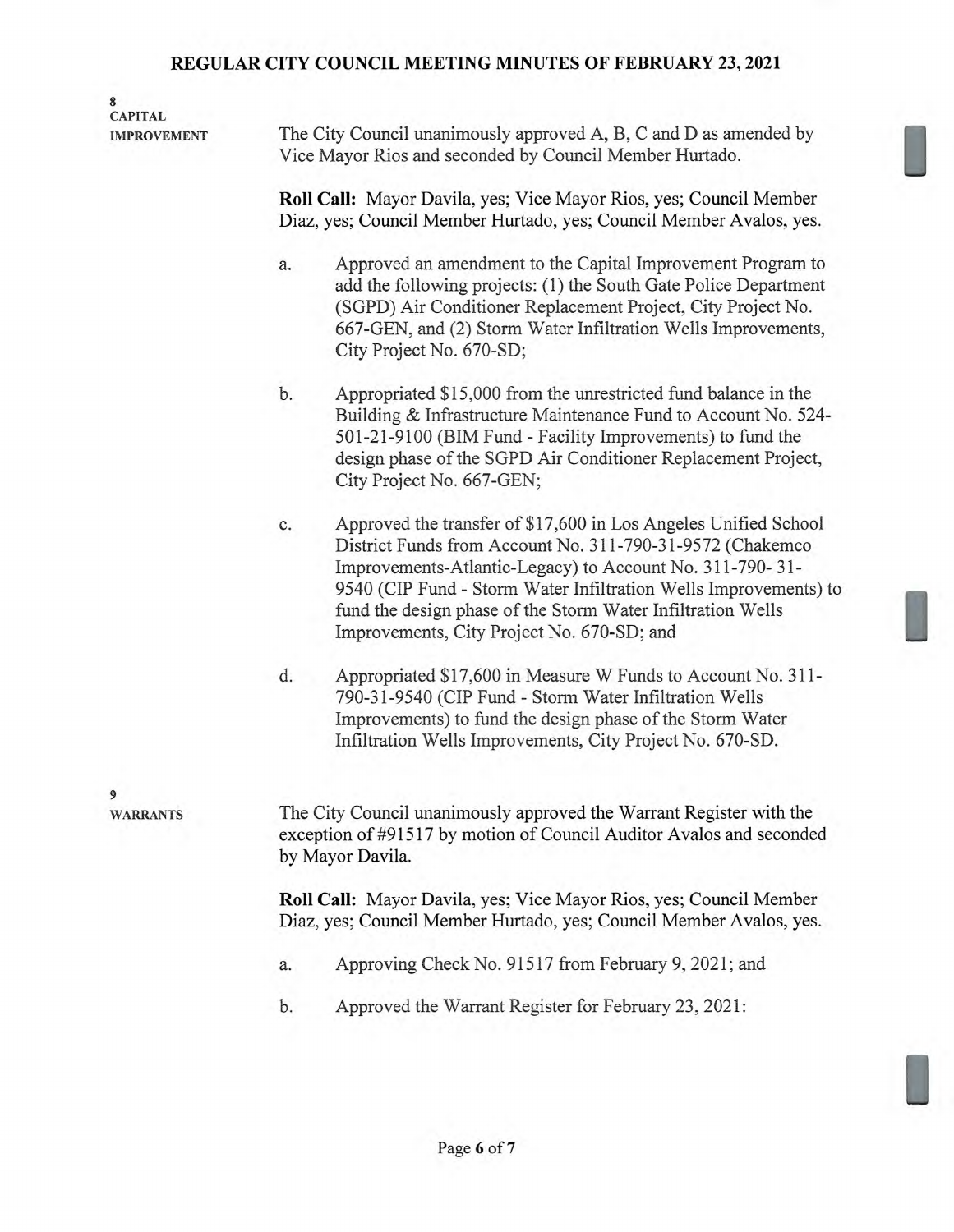**8**
**CAPITAL IMPROVEMENT**

The City Council unanimously approved A, B, C and D as amended by Vice Mayor Rios and seconded by Council Member Hurtado.

**Roll Call:** Mayor Davila, yes; Vice Mayor Rios, yes; Council Member Diaz, yes; Council Member Hurtado, yes; Council Member Avalos, yes.

a. Approved an amendment to the Capital Improvement Program to add the following projects: (1) the South Gate Police Department (SGPD) Air Conditioner Replacement Project, City Project No. 667-GEN, and (2) Storm Water Infiltration Wells Improvements, City Project No. 670-SD;

b. Appropriated $15,000 from the unrestricted fund balance in the Building & Infrastructure Maintenance Fund to Account No. 524-501-21-9100 (BIM Fund - Facility Improvements) to fund the design phase of the SGPD Air Conditioner Replacement Project, City Project No. 667-GEN;

c. Approved the transfer of $17,600 in Los Angeles Unified School District Funds from Account No. 311-790-31-9572 (Chakemco Improvements-Atlantic-Legacy) to Account No. 311-790- 31-9540 (CIP Fund - Storm Water Infiltration Wells Improvements) to fund the design phase of the Storm Water Infiltration Wells Improvements, City Project No. 670-SD; and

d. Appropriated $17,600 in Measure W Funds to Account No. 311-790-31-9540 (CIP Fund - Storm Water Infiltration Wells Improvements) to fund the design phase of the Storm Water Infiltration Wells Improvements, City Project No. 670-SD.

**9**
**WARRANTS**

The City Council unanimously approved the Warrant Register with the exception of #91517 by motion of Council Auditor Avalos and seconded by Mayor Davila.

**Roll Call:** Mayor Davila, yes; Vice Mayor Rios, yes; Council Member Diaz, yes; Council Member Hurtado, yes; Council Member Avalos, yes.

a. Approving Check No. 91517 from February 9, 2021; and

b. Approved the Warrant Register for February 23, 2021: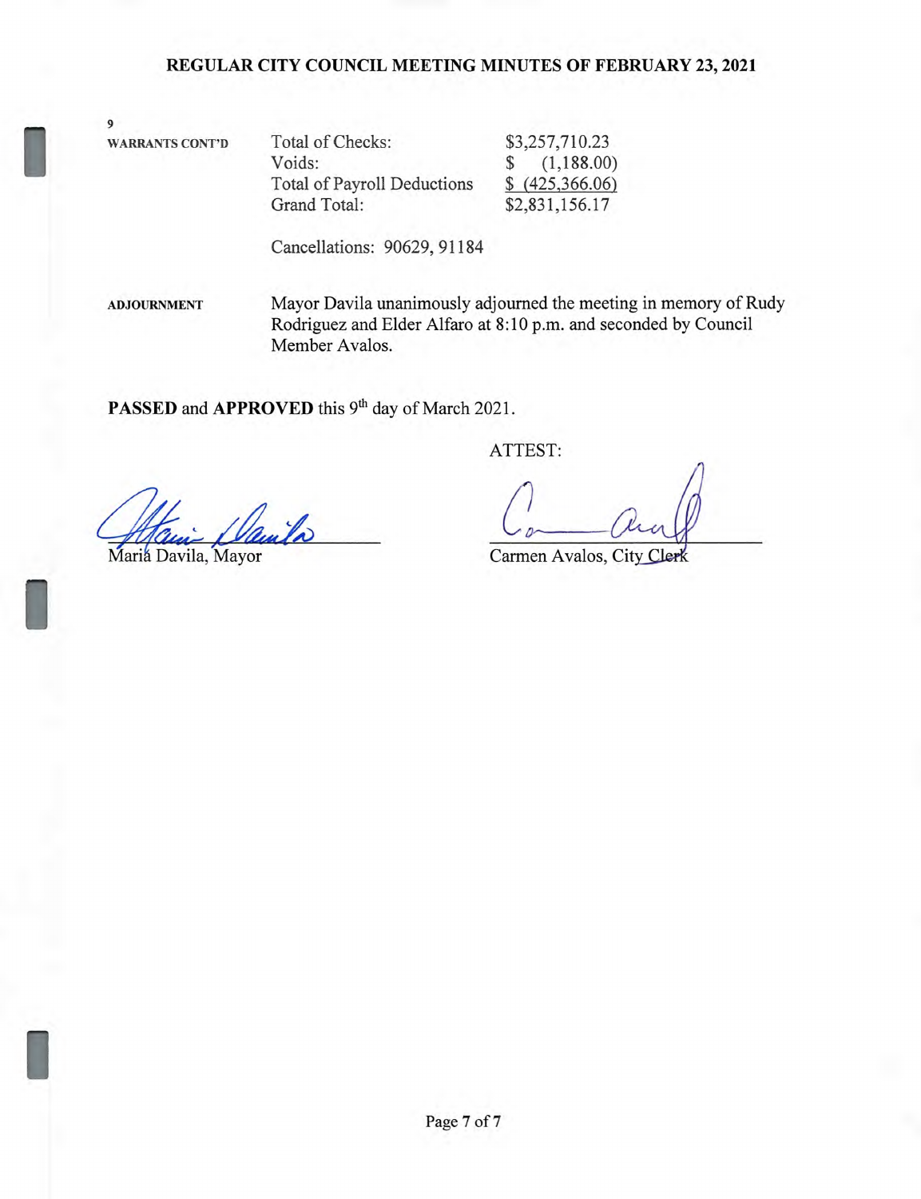9

**WARRANTS CONT'D**

| | |
|---|---|
| Total of Checks: | $3,257,710.23 |
| Voids: | $ (1,188.00) |
| Total of Payroll Deductions | $ (425,366.06) |
| Grand Total: | $2,831,156.17 |

Cancellations: 90629, 91184

**ADJOURNMENT**

Mayor Davila unanimously adjourned the meeting in memory of Rudy Rodriguez and Elder Alfaro at 8:10 p.m. and seconded by Council Member Avalos.

**PASSED** and **APPROVED** this 9th day of March 2021.

Maria Davila, Mayor

ATTEST:

Carmen Avalos, City Clerk